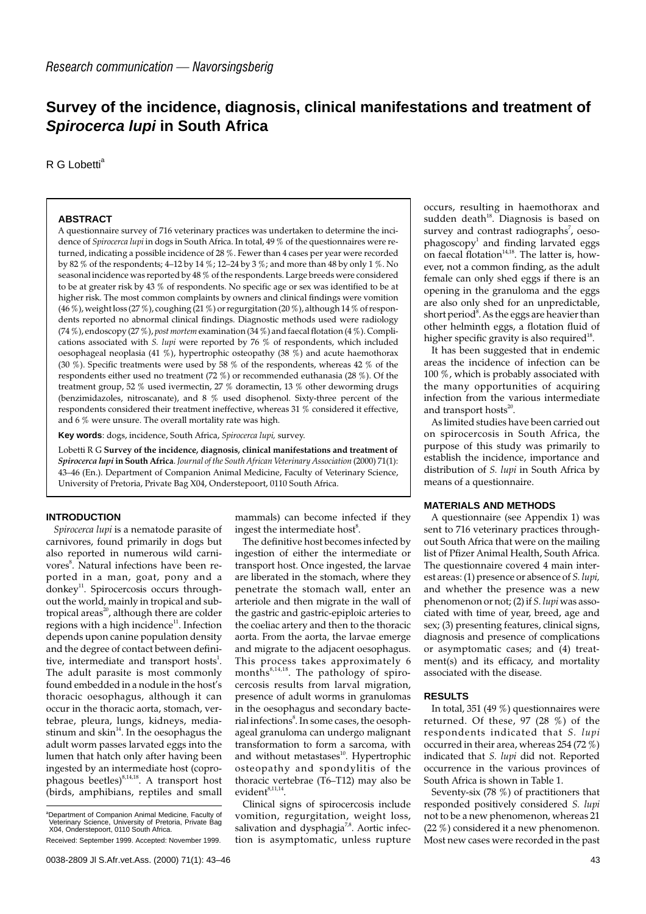*Research communication — Navorsingsberig*

# Survey of the incidence, diagnosis, clinical manifestations and treatment of *Spirocerca lupi* in South Africa

R G Lobetti[a]

## ABSTRACT

A questionnaire survey of 716 veterinary practices was undertaken to determine the incidence of *Spirocerca lupi* in dogs in South Africa. In total, 49 % of the questionnaires were returned, indicating a possible incidence of 28 %. Fewer than 4 cases per year were recorded by 82 % of the respondents; 4–12 by 14 %; 12–24 by 3 %; and more than 48 by only 1 %. No seasonal incidence was reported by 48 % of the respondents. Large breeds were considered to be at greater risk by 43 % of respondents. No specific age or sex was identified to be at higher risk. The most common complaints by owners and clinical findings were vomition (46 %), weight loss (27 %), coughing (21 %) or regurgitation (20 %), although 14 % of respondents reported no abnormal clinical findings. Diagnostic methods used were radiology (74 %), endoscopy (27 %), *post mortem* examination (34 %) and faecal flotation (4 %). Complications associated with *S. lupi* were reported by 76 % of respondents, which included oesophageal neoplasia (41 %), hypertrophic osteopathy (38 %) and acute haemothorax (30 %). Specific treatments were used by 58 % of the respondents, whereas 42 % of the respondents either used no treatment (72 %) or recommended euthanasia (28 %). Of the treatment group, 52 % used ivermectin, 27 % doramectin, 13 % other deworming drugs (benzimidazoles, nitroscanate), and 8 % used disophenol. Sixty-three percent of the respondents considered their treatment ineffective, whereas 31 % considered it effective, and 6 % were unsure. The overall mortality rate was high.

**Key words**: dogs, incidence, South Africa, *Spirocerca lupi*, survey.

Lobetti R G **Survey of the incidence, diagnosis, clinical manifestations and treatment of *Spirocerca lupi* in South Africa**. *Journal of the South African Veterinary Association* (2000) 71(1): 43–46 (En.). Department of Companion Animal Medicine, Faculty of Veterinary Science, University of Pretoria, Private Bag X04, Onderstepoort, 0110 South Africa.

## INTRODUCTION

*Spirocerca lupi* is a nematode parasite of carnivores, found primarily in dogs but also reported in numerous wild carnivores[8]. Natural infections have been reported in a man, goat, pony and a donkey[11]. Spirocercosis occurs throughout the world, mainly in tropical and subtropical areas[20], although there are colder regions with a high incidence[11]. Infection depends upon canine population density and the degree of contact between definitive, intermediate and transport hosts[1]. The adult parasite is most commonly found embedded in a nodule in the host's thoracic oesophagus, although it can occur in the thoracic aorta, stomach, vertebrae, pleura, lungs, kidneys, mediastinum and skin[14]. In the oesophagus the adult worm passes larvated eggs into the lumen that hatch only after having been ingested by an intermediate host (coprophagous beetles)[8,14,18]. A transport host (birds, amphibians, reptiles and small mammals) can become infected if they ingest the intermediate host[8].

The definitive host becomes infected by ingestion of either the intermediate or transport host. Once ingested, the larvae are liberated in the stomach, where they penetrate the stomach wall, enter an arteriole and then migrate in the wall of the gastric and gastric-epiploic arteries to the coeliac artery and then to the thoracic aorta. From the aorta, the larvae emerge and migrate to the adjacent oesophagus. This process takes approximately 6 months[8,14,18]. The pathology of spirocercosis results from larval migration, presence of adult worms in granulomas in the oesophagus and secondary bacterial infections[8]. In some cases, the oesophageal granuloma can undergo malignant transformation to form a sarcoma, with and without metastases[10]. Hypertrophic osteopathy and spondylitis of the thoracic vertebrae (T6–T12) may also be evident[8,11,14].

Clinical signs of spirocercosis include vomition, regurgitation, weight loss, salivation and dysphagia[7,8]. Aortic infection is asymptomatic, unless rupture occurs, resulting in haemothorax and sudden death[18]. Diagnosis is based on survey and contrast radiographs[7], oesophagoscopy[1] and finding larvated eggs on faecal flotation[14,18]. The latter is, however, not a common finding, as the adult female can only shed eggs if there is an opening in the granuloma and the eggs are also only shed for an unpredictable, short period[8]. As the eggs are heavier than other helminth eggs, a flotation fluid of higher specific gravity is also required[18].

It has been suggested that in endemic areas the incidence of infection can be 100 %, which is probably associated with the many opportunities of acquiring infection from the various intermediate and transport hosts[20].

As limited studies have been carried out on spirocercosis in South Africa, the purpose of this study was primarily to establish the incidence, importance and distribution of *S. lupi* in South Africa by means of a questionnaire.

## MATERIALS AND METHODS

A questionnaire (see Appendix 1) was sent to 716 veterinary practices throughout South Africa that were on the mailing list of Pfizer Animal Health, South Africa. The questionnaire covered 4 main interest areas: (1) presence or absence of *S. lupi,* and whether the presence was a new phenomenon or not; (2) if *S. lupi* was associated with time of year, breed, age and sex; (3) presenting features, clinical signs, diagnosis and presence of complications or asymptomatic cases; and (4) treatment(s) and its efficacy, and mortality associated with the disease.

## RESULTS

In total, 351 (49 %) questionnaires were returned. Of these, 97 (28 %) of the respondents indicated that *S. lupi* occurred in their area, whereas 254 (72 %) indicated that *S. lupi* did not. Reported occurrence in the various provinces of South Africa is shown in Table 1.

Seventy-six (78 %) of practitioners that responded positively considered *S. lupi* not to be a new phenomenon, whereas 21 (22 %) considered it a new phenomenon. Most new cases were recorded in the past

[a]Department of Companion Animal Medicine, Faculty of Veterinary Science, University of Pretoria, Private Bag X04, Onderstepoort, 0110 South Africa.

Received: September 1999. Accepted: November 1999.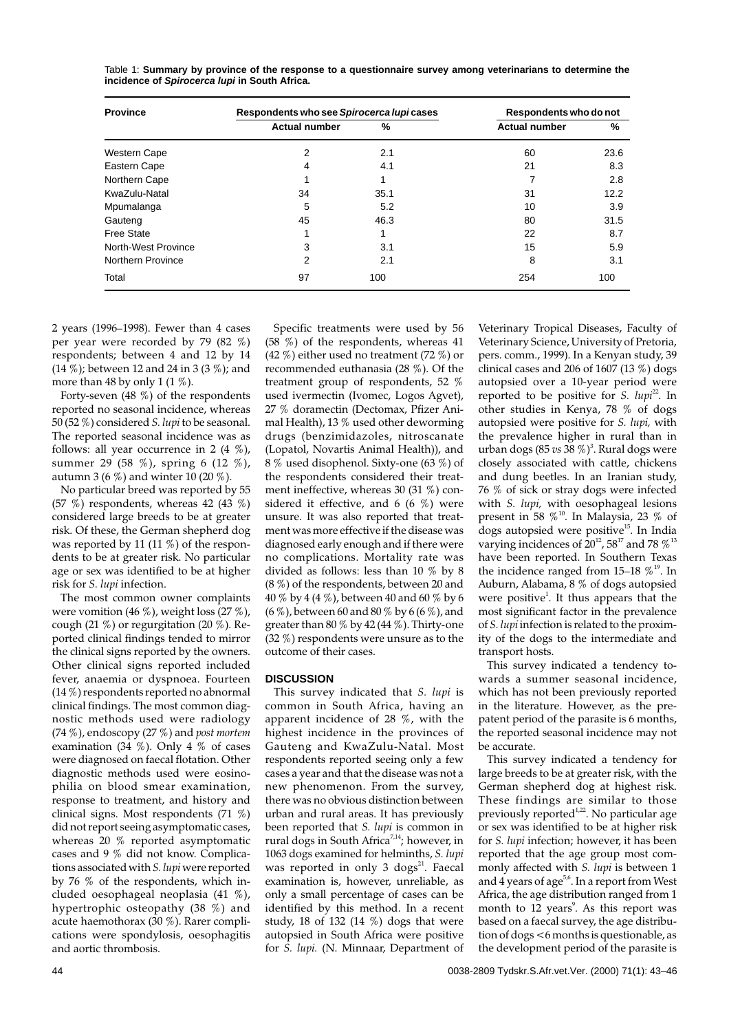Table 1: **Summary by province of the response to a questionnaire survey among veterinarians to determine the incidence of *Spirocerca lupi* in South Africa.**

| Province | Respondents who see *Spirocerca lupi* cases | | Respondents who do not | |
|---|---|---|---|---|
| | Actual number | % | Actual number | % |
| Western Cape | 2 | 2.1 | 60 | 23.6 |
| Eastern Cape | 4 | 4.1 | 21 | 8.3 |
| Northern Cape | 1 | 1 | 7 | 2.8 |
| KwaZulu-Natal | 34 | 35.1 | 31 | 12.2 |
| Mpumalanga | 5 | 5.2 | 10 | 3.9 |
| Gauteng | 45 | 46.3 | 80 | 31.5 |
| Free State | 1 | 1 | 22 | 8.7 |
| North-West Province | 3 | 3.1 | 15 | 5.9 |
| Northern Province | 2 | 2.1 | 8 | 3.1 |
| Total | 97 | 100 | 254 | 100 |

2 years (1996–1998). Fewer than 4 cases per year were recorded by 79 (82 %) respondents; between 4 and 12 by 14 (14 %); between 12 and 24 in 3 (3 %); and more than 48 by only 1 (1 %).

Forty-seven (48 %) of the respondents reported no seasonal incidence, whereas 50 (52 %) considered *S. lupi* to be seasonal. The reported seasonal incidence was as follows: all year occurrence in 2 (4 %), summer 29 (58 %), spring 6 (12 %), autumn 3 (6 %) and winter 10 (20 %).

No particular breed was reported by 55 (57 %) respondents, whereas 42 (43 %) considered large breeds to be at greater risk. Of these, the German shepherd dog was reported by 11 (11 %) of the respondents to be at greater risk. No particular age or sex was identified to be at higher risk for *S. lupi* infection.

The most common owner complaints were vomition (46 %), weight loss (27 %), cough (21 %) or regurgitation (20 %). Reported clinical findings tended to mirror the clinical signs reported by the owners. Other clinical signs reported included fever, anaemia or dyspnoea. Fourteen (14 %) respondents reported no abnormal clinical findings. The most common diagnostic methods used were radiology (74 %), endoscopy (27 %) and *post mortem* examination (34 %). Only 4 % of cases were diagnosed on faecal flotation. Other diagnostic methods used were eosinophilia on blood smear examination, response to treatment, and history and clinical signs. Most respondents (71 %) did not report seeing asymptomatic cases, whereas 20 % reported asymptomatic cases and 9 % did not know. Complications associated with *S. lupi* were reported by 76 % of the respondents, which included oesophageal neoplasia (41 %), hypertrophic osteopathy (38 %) and acute haemothorax (30 %). Rarer complications were spondylosis, oesophagitis and aortic thrombosis.

Specific treatments were used by 56 (58 %) of the respondents, whereas 41 (42 %) either used no treatment (72 %) or recommended euthanasia (28 %). Of the treatment group of respondents, 52 % used ivermectin (Ivomec, Logos Agvet), 27 % doramectin (Dectomax, Pfizer Animal Health), 13 % used other deworming drugs (benzimidazoles, nitroscanate (Lopatol, Novartis Animal Health)), and 8 % used disophenol. Sixty-one (63 %) of the respondents considered their treatment ineffective, whereas 30 (31 %) considered it effective, and 6 (6 %) were unsure. It was also reported that treatment was more effective if the disease was diagnosed early enough and if there were no complications. Mortality rate was divided as follows: less than 10 % by 8 (8 %) of the respondents, between 20 and 40 % by 4 (4 %), between 40 and 60 % by 6 (6 %), between 60 and 80 % by 6 (6 %), and greater than 80 % by 42 (44 %). Thirty-one (32 %) respondents were unsure as to the outcome of their cases.

## DISCUSSION

This survey indicated that *S. lupi* is common in South Africa, having an apparent incidence of 28 %, with the highest incidence in the provinces of Gauteng and KwaZulu-Natal. Most respondents reported seeing only a few cases a year and that the disease was not a new phenomenon. From the survey, there was no obvious distinction between urban and rural areas. It has previously been reported that *S. lupi* is common in rural dogs in South Africa[7,14]; however, in 1063 dogs examined for helminths, *S. lupi* was reported in only 3 dogs[21]. Faecal examination is, however, unreliable, as only a small percentage of cases can be identified by this method. In a recent study, 18 of 132 (14 %) dogs that were autopsied in South Africa were positive for *S. lupi*. (N. Minnaar, Department of Veterinary Tropical Diseases, Faculty of Veterinary Science, University of Pretoria, pers. comm., 1999). In a Kenyan study, 39 clinical cases and 206 of 1607 (13 %) dogs autopsied over a 10-year period were reported to be positive for *S. lupi*[22]. In other studies in Kenya, 78 % of dogs autopsied were positive for *S. lupi*, with the prevalence higher in rural than in urban dogs (85 *vs* 38 %)[3]. Rural dogs were closely associated with cattle, chickens and dung beetles. In an Iranian study, 76 % of sick or stray dogs were infected with *S. lupi*, with oesophageal lesions present in 58 %[10]. In Malaysia, 23 % of dogs autopsied were positive[15]. In India varying incidences of 20[12], 58[17] and 78 %[13] have been reported. In Southern Texas the incidence ranged from 15–18 %[19]. In Auburn, Alabama, 8 % of dogs autopsied were positive[1]. It thus appears that the most significant factor in the prevalence of *S. lupi* infection is related to the proximity of the dogs to the intermediate and transport hosts.

This survey indicated a tendency towards a summer seasonal incidence, which has not been previously reported in the literature. However, as the prepatent period of the parasite is 6 months, the reported seasonal incidence may not be accurate.

This survey indicated a tendency for large breeds to be at greater risk, with the German shepherd dog at highest risk. These findings are similar to those previously reported[1,22]. No particular age or sex was identified to be at higher risk for *S. lupi* infection; however, it has been reported that the age group most commonly affected with *S. lupi* is between 1 and 4 years of age[5,6]. In a report from West Africa, the age distribution ranged from 1 month to 12 years[9]. As this report was based on a faecal survey, the age distribution of dogs <6 months is questionable, as the development period of the parasite is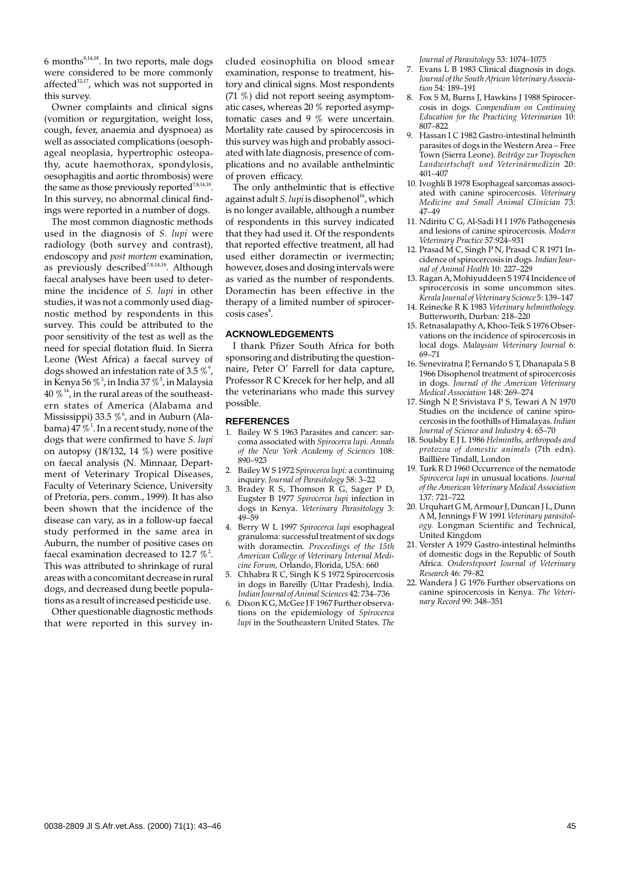6 months[8,14,18]. In two reports, male dogs were considered to be more commonly affected[12,17], which was not supported in this survey.

Owner complaints and clinical signs (vomition or regurgitation, weight loss, cough, fever, anaemia and dyspnoea) as well as associated complications (oesophageal neoplasia, hypertrophic osteopathy, acute haemothorax, spondylosis, oesophagitis and aortic thrombosis) were the same as those previously reported[7,8,14,18]. In this survey, no abnormal clinical findings were reported in a number of dogs.

The most common diagnostic methods used in the diagnosis of *S. lupi* were radiology (both survey and contrast), endoscopy and *post mortem* examination, as previously described[7,8,14,18]. Although faecal analyses have been used to determine the incidence of *S. lupi* in other studies, it was not a commonly used diagnostic method by respondents in this survey. This could be attributed to the poor sensitivity of the test as well as the need for special flotation fluid. In Sierra Leone (West Africa) a faecal survey of dogs showed an infestation rate of 3.5 %[9], in Kenya 56 %[3], in India 37 %[5], in Malaysia 40 %[14], in the rural areas of the southeastern states of America (Alabama and Mississippi) 33.5 %[6], and in Auburn (Alabama) 47 %[1]. In a recent study, none of the dogs that were confirmed to have *S. lupi* on autopsy (18/132, 14 %) were positive on faecal analysis (N. Minnaar, Department of Veterinary Tropical Diseases, Faculty of Veterinary Science, University of Pretoria, pers. comm., 1999). It has also been shown that the incidence of the disease can vary, as in a follow-up faecal study performed in the same area in Auburn, the number of positive cases on faecal examination decreased to 12.7 %[2]. This was attributed to shrinkage of rural areas with a concomitant decrease in rural dogs, and decreased dung beetle populations as a result of increased pesticide use.

Other questionable diagnostic methods that were reported in this survey included eosinophilia on blood smear examination, response to treatment, history and clinical signs. Most respondents (71 %) did not report seeing asymptomatic cases, whereas 20 % reported asymptomatic cases and 9 % were uncertain. Mortality rate caused by spirocercosis in this survey was high and probably associated with late diagnosis, presence of complications and no available anthelmintic of proven efficacy.

The only anthelmintic that is effective against adult *S. lupi* is disophenol[16], which is no longer available, although a number of respondents in this survey indicated that they had used it. Of the respondents that reported effective treatment, all had used either doramectin or ivermectin; however, doses and dosing intervals were as varied as the number of respondents. Doramectin has been effective in the therapy of a limited number of spirocercosis cases[4].

## ACKNOWLEDGEMENTS

I thank Pfizer South Africa for both sponsoring and distributing the questionnaire, Peter O' Farrell for data capture, Professor R C Krecek for her help, and all the veterinarians who made this survey possible.

## REFERENCES

1. Bailey W S 1963 Parasites and cancer: sarcoma associated with *Spirocerca lupi. Annals of the New York Academy of Sciences* 108: 890–923
2. Bailey W S 1972 *Spirocerca lupi:* a continuing inquiry. *Journal of Parasitology* 58: 3–22
3. Bradey R S, Thomson R G, Sager P D, Eugster B 1977 *Spirocerca lupi* infection in dogs in Kenya. *Veterinary Parasitology* 3: 49–59
4. Berry W L 1997 *Spirocerca lupi* esophageal granuloma: successful treatment of six dogs with doramectin. *Proceedings of the 15th American College of Veterinary Internal Medicine Forum,* Orlando, Florida, USA: 660
5. Chhabra R C, Singh K S 1972 Spirocercosis in dogs in Bareilly (Uttar Pradesh), India. *Indian Journal of Animal Sciences* 42: 734–736
6. Dixon K G, McGee J F 1967 Further observations on the epidemiology of *Spirocerca lupi* in the Southeastern United States. *The Journal of Parasitology* 53: 1074–1075
7. Evans L B 1983 Clinical diagnosis in dogs. *Journal of the South African Veterinary Association* 54: 189–191
8. Fox S M, Burns J, Hawkins J 1988 Spirocercosis in dogs. *Compendium on Continuing Education for the Practicing Veterinarian* 10: 807–822
9. Hassan I C 1982 Gastro-intestinal helminth parasites of dogs in the Western Area – Free Town (Sierra Leone). *Beiträge zur Tropischen Landwirtschaft und Veterinärmedizin* 20: 401–407
10. Ivoghli B 1978 Esophageal sarcomas associated with canine spirocercosis. *Veterinary Medicine and Small Animal Clinician* 73: 47–49
11. Ndiritu C G, Al-Sadi H I 1976 Pathogenesis and lesions of canine spirocercosis. *Modern Veterinary Practice* 57:924–931
12. Prasad M C, Singh P N, Prasad C R 1971 Incidence of spirocercosis in dogs. *Indian Journal of Animal Health* 10: 227–229
13. Ragan A, Mohiyuddeen S 1974 Incidence of spirocercosis in some uncommon sites. *Kerala Journal of Veterinary Science* 5: 139–147
14. Reinecke R K 1983 *Veterinary helminthology.* Butterworth, Durban: 218–220
15. Retnasalapathy A, Khoo-Teik S 1976 Observations on the incidence of spirocercosis in local dogs. *Malaysian Veterinary Journal* 6: 69–71
16. Seneviratna P, Fernando S T, Dhanapala S B 1966 Disophenol treatment of spirocercosis in dogs. *Journal of the American Veterinary Medical Association* 148: 269–274
17. Singh N P, Srivistava P S, Tewari A N 1970 Studies on the incidence of canine spirocercosis in the foothills of Himalayas. *Indian Journal of Science and Industry* 4: 65–70
18. Soulsby E J L 1986 *Helminths, arthropods and protozoa of domestic animals* (7th edn). Baillière Tindall, London
19. Turk R D 1960 Occurrence of the nematode *Spirocerca lupi* in unusual locations. *Journal of the American Veterinary Medical Association* 137: 721–722
20. Urquhart G M, Armour J, Duncan J L, Dunn A M, Jennings F W 1991 *Veterinary parasitology.* Longman Scientific and Technical, United Kingdom
21. Verster A 1979 Gastro-intestinal helminths of domestic dogs in the Republic of South Africa. *Onderstepoort Journal of Veterinary Research* 46: 79–82
22. Wandera J G 1976 Further observations on canine spirocercosis in Kenya. *The Veterinary Record* 99: 348–351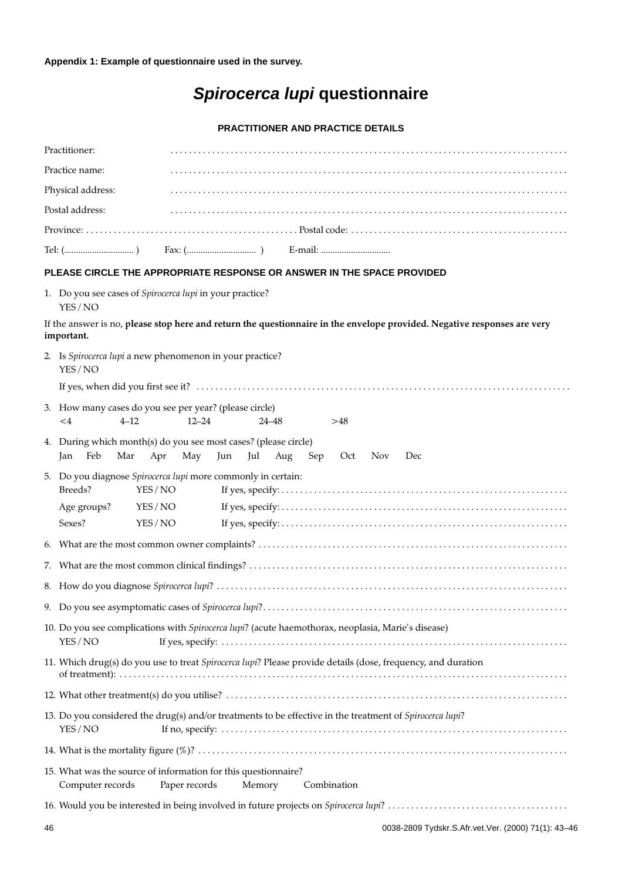**Appendix 1: Example of questionnaire used in the survey.**

# *Spirocerca lupi* questionnaire

**PRACTITIONER AND PRACTICE DETAILS**

Practitioner: ..............................................................................................

Practice name: ..............................................................................................

Physical address: ..............................................................................................

Postal address: ..............................................................................................

Province: ................................................ Postal code: ................................................

Tel: (.............................. ) Fax: (.............................. ) E-mail: ..............................

**PLEASE CIRCLE THE APPROPRIATE RESPONSE OR ANSWER IN THE SPACE PROVIDED**

1. Do you see cases of *Spirocerca lupi* in your practice?
   YES / NO

If the answer is no, **please stop here and return the questionnaire in the envelope provided. Negative responses are very important.**

2. Is *Spirocerca lupi* a new phenomenon in your practice?
   YES / NO

   If yes, when did you first see it? ..............................................................................................

3. How many cases do you see per year? (please circle)
   <4 4–12 12–24 24–48 >48

4. During which month(s) do you see most cases? (please circle)
   Jan Feb Mar Apr May Jun Jul Aug Sep Oct Nov Dec

5. Do you diagnose *Spirocerca lupi* more commonly in certain:
   Breeds? YES / NO If yes, specify: ..............................................................................................
   Age groups? YES / NO If yes, specify: ..............................................................................................
   Sexes? YES / NO If yes, specify: ..............................................................................................

6. What are the most common owner complaints? ..............................................................................................

7. What are the most common clinical findings? ..............................................................................................

8. How do you diagnose *Spirocerca lupi*? ..............................................................................................

9. Do you see asymptomatic cases of *Spirocerca lupi*? ..............................................................................................

10. Do you see complications with *Spirocerca lupi*? (acute haemothorax, neoplasia, Marie's disease)
    YES / NO If yes, specify: ..............................................................................................

11. Which drug(s) do you use to treat *Spirocerca lupi*? Please provide details (dose, frequency, and duration of treatment): ..............................................................................................

12. What other treatment(s) do you utilise? ..............................................................................................

13. Do you considered the drug(s) and/or treatments to be effective in the treatment of *Spirocerca lupi*?
    YES / NO If no, specify: ..............................................................................................

14. What is the mortality figure (%)? ..............................................................................................

15. What was the source of information for this questionnaire?
    Computer records Paper records Memory Combination

16. Would you be interested in being involved in future projects on *Spirocerca lupi*? ..............................................................................................